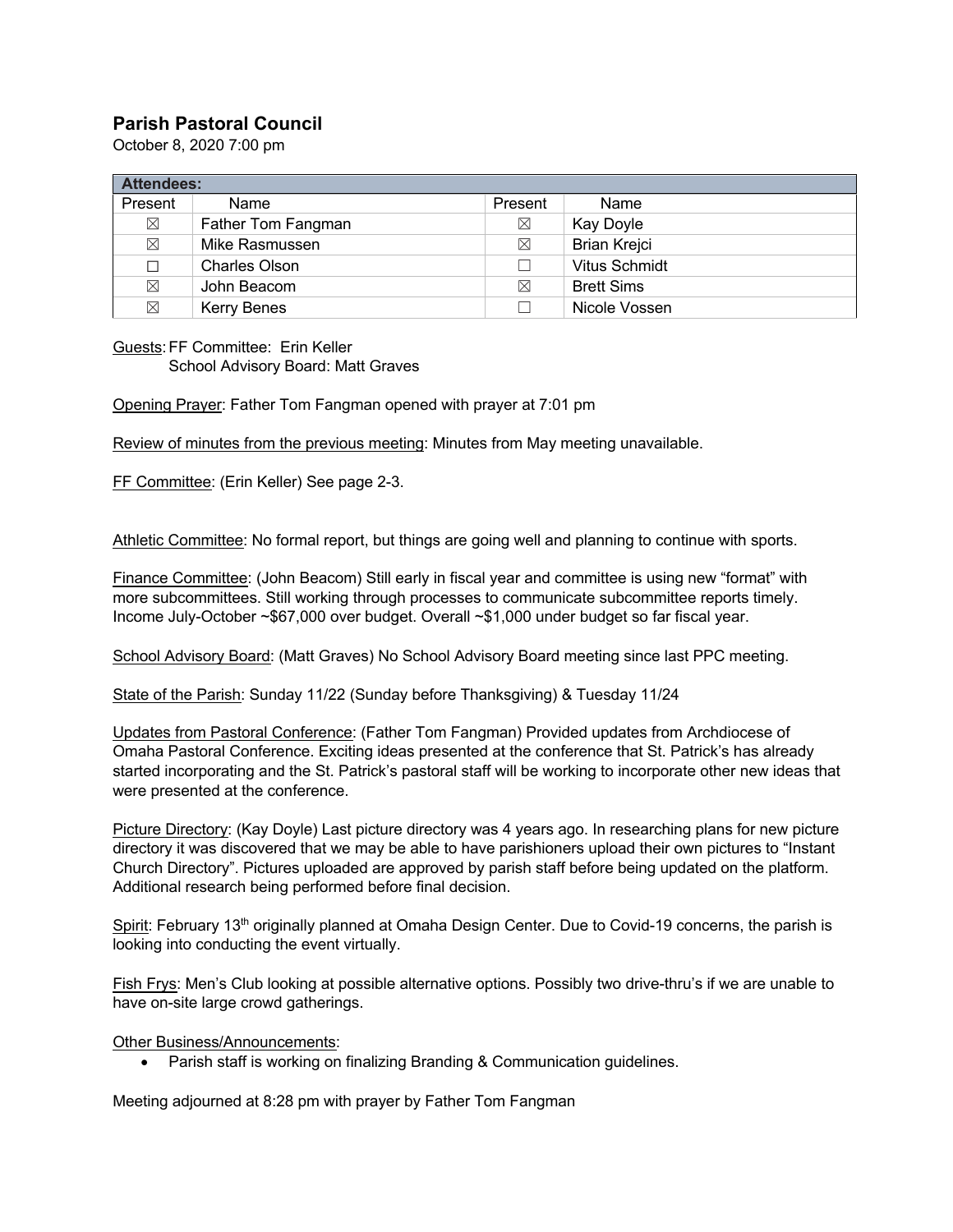## Parish Pastoral Council

October 8, 2020 7:00 pm

| **Attendees:** | | | |
|---|---|---|---|
| Present | Name | Present | Name |
| ☒ | Father Tom Fangman | ☒ | Kay Doyle |
| ☒ | Mike Rasmussen | ☒ | Brian Krejci |
| ☐ | Charles Olson | ☐ | Vitus Schmidt |
| ☒ | John Beacom | ☒ | Brett Sims |
| ☒ | Kerry Benes | ☐ | Nicole Vossen |

Guests: FF Committee: Erin Keller
School Advisory Board: Matt Graves

Opening Prayer: Father Tom Fangman opened with prayer at 7:01 pm

Review of minutes from the previous meeting: Minutes from May meeting unavailable.

FF Committee: (Erin Keller) See page 2-3.

Athletic Committee: No formal report, but things are going well and planning to continue with sports.

Finance Committee: (John Beacom) Still early in fiscal year and committee is using new "format" with more subcommittees. Still working through processes to communicate subcommittee reports timely. Income July-October ~$67,000 over budget. Overall ~$1,000 under budget so far fiscal year.

School Advisory Board: (Matt Graves) No School Advisory Board meeting since last PPC meeting.

State of the Parish: Sunday 11/22 (Sunday before Thanksgiving) & Tuesday 11/24

Updates from Pastoral Conference: (Father Tom Fangman) Provided updates from Archdiocese of Omaha Pastoral Conference. Exciting ideas presented at the conference that St. Patrick's has already started incorporating and the St. Patrick's pastoral staff will be working to incorporate other new ideas that were presented at the conference.

Picture Directory: (Kay Doyle) Last picture directory was 4 years ago. In researching plans for new picture directory it was discovered that we may be able to have parishioners upload their own pictures to "Instant Church Directory". Pictures uploaded are approved by parish staff before being updated on the platform. Additional research being performed before final decision.

Spirit: February 13th originally planned at Omaha Design Center. Due to Covid-19 concerns, the parish is looking into conducting the event virtually.

Fish Frys: Men's Club looking at possible alternative options. Possibly two drive-thru's if we are unable to have on-site large crowd gatherings.

Other Business/Announcements:

- Parish staff is working on finalizing Branding & Communication guidelines.

Meeting adjourned at 8:28 pm with prayer by Father Tom Fangman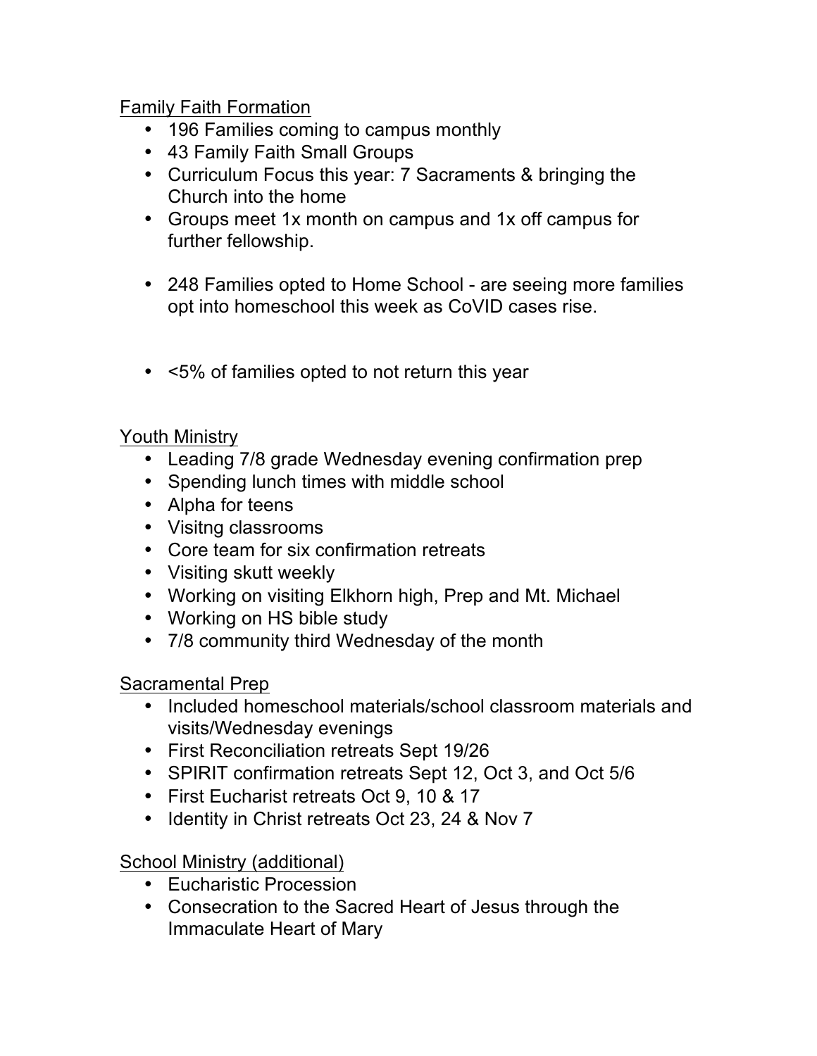Family Faith Formation

- 196 Families coming to campus monthly
- 43 Family Faith Small Groups
- Curriculum Focus this year: 7 Sacraments & bringing the Church into the home
- Groups meet 1x month on campus and 1x off campus for further fellowship.

- 248 Families opted to Home School - are seeing more families opt into homeschool this week as CoVID cases rise.

- <5% of families opted to not return this year

Youth Ministry

- Leading 7/8 grade Wednesday evening confirmation prep
- Spending lunch times with middle school
- Alpha for teens
- Visitng classrooms
- Core team for six confirmation retreats
- Visiting skutt weekly
- Working on visiting Elkhorn high, Prep and Mt. Michael
- Working on HS bible study
- 7/8 community third Wednesday of the month

Sacramental Prep

- Included homeschool materials/school classroom materials and visits/Wednesday evenings
- First Reconciliation retreats Sept 19/26
- SPIRIT confirmation retreats Sept 12, Oct 3, and Oct 5/6
- First Eucharist retreats Oct 9, 10 & 17
- Identity in Christ retreats Oct 23, 24 & Nov 7

School Ministry (additional)

- Eucharistic Procession
- Consecration to the Sacred Heart of Jesus through the Immaculate Heart of Mary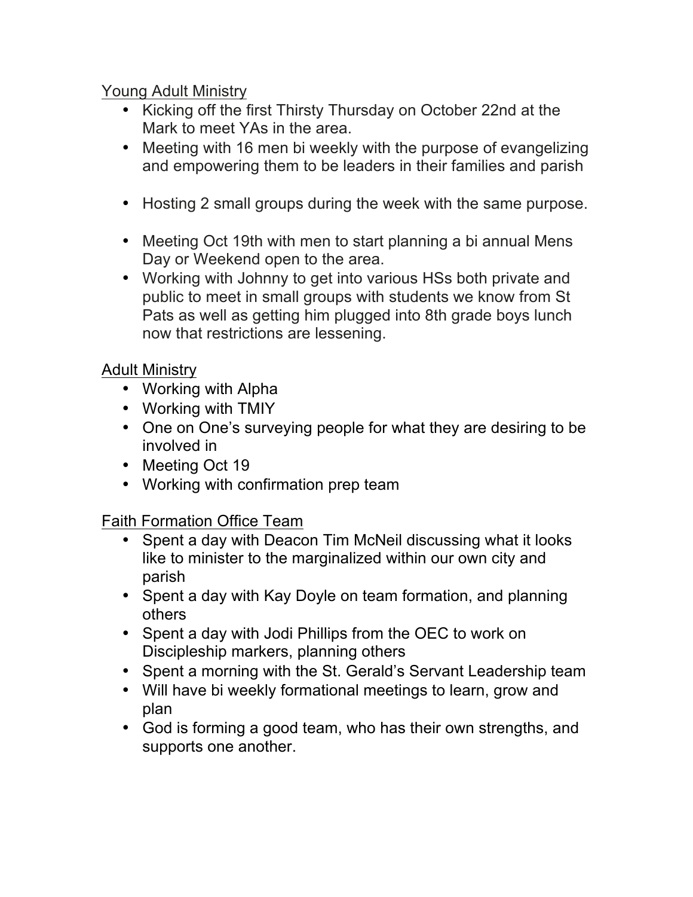<u>Young Adult Ministry</u>

- Kicking off the first Thirsty Thursday on October 22nd at the Mark to meet YAs in the area.
- Meeting with 16 men bi weekly with the purpose of evangelizing and empowering them to be leaders in their families and parish
- Hosting 2 small groups during the week with the same purpose.
- Meeting Oct 19th with men to start planning a bi annual Mens Day or Weekend open to the area.
- Working with Johnny to get into various HSs both private and public to meet in small groups with students we know from St Pats as well as getting him plugged into 8th grade boys lunch now that restrictions are lessening.

<u>Adult Ministry</u>

- Working with Alpha
- Working with TMIY
- One on One's surveying people for what they are desiring to be involved in
- Meeting Oct 19
- Working with confirmation prep team

<u>Faith Formation Office Team</u>

- Spent a day with Deacon Tim McNeil discussing what it looks like to minister to the marginalized within our own city and parish
- Spent a day with Kay Doyle on team formation, and planning others
- Spent a day with Jodi Phillips from the OEC to work on Discipleship markers, planning others
- Spent a morning with the St. Gerald's Servant Leadership team
- Will have bi weekly formational meetings to learn, grow and plan
- God is forming a good team, who has their own strengths, and supports one another.